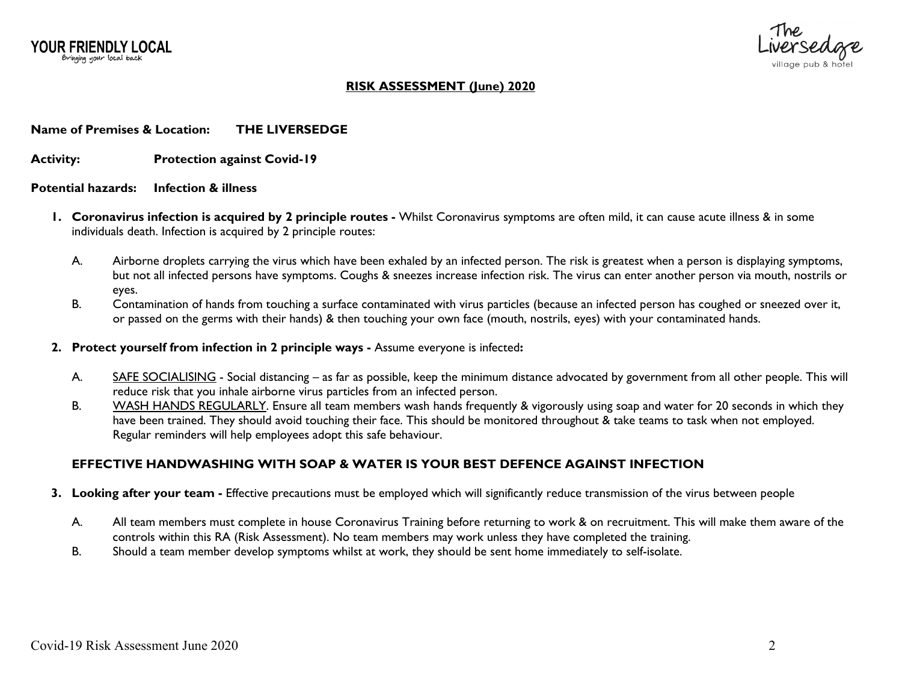YOUR FRIENDLY LOCAL
Bringing your local back

The Liversedge
village pub & hotel

# RISK ASSESSMENT (June) 2020

**Name of Premises & Location:** **THE LIVERSEDGE**

**Activity:** **Protection against Covid-19**

**Potential hazards:** **Infection & illness**

1. **Coronavirus infection is acquired by 2 principle routes -** Whilst Coronavirus symptoms are often mild, it can cause acute illness & in some individuals death. Infection is acquired by 2 principle routes:

   A. Airborne droplets carrying the virus which have been exhaled by an infected person. The risk is greatest when a person is displaying symptoms, but not all infected persons have symptoms. Coughs & sneezes increase infection risk. The virus can enter another person via mouth, nostrils or eyes.

   B. Contamination of hands from touching a surface contaminated with virus particles (because an infected person has coughed or sneezed over it, or passed on the germs with their hands) & then touching your own face (mouth, nostrils, eyes) with your contaminated hands.

2. **Protect yourself from infection in 2 principle ways -** Assume everyone is infected**:**

   A. <u>SAFE SOCIALISING</u> - Social distancing – as far as possible, keep the minimum distance advocated by government from all other people. This will reduce risk that you inhale airborne virus particles from an infected person.

   B. <u>WASH HANDS REGULARLY</u>. Ensure all team members wash hands frequently & vigorously using soap and water for 20 seconds in which they have been trained. They should avoid touching their face. This should be monitored throughout & take teams to task when not employed. Regular reminders will help employees adopt this safe behaviour.

   **EFFECTIVE HANDWASHING WITH SOAP & WATER IS YOUR BEST DEFENCE AGAINST INFECTION**

3. **Looking after your team -** Effective precautions must be employed which will significantly reduce transmission of the virus between people

   A. All team members must complete in house Coronavirus Training before returning to work & on recruitment. This will make them aware of the controls within this RA (Risk Assessment). No team members may work unless they have completed the training.

   B. Should a team member develop symptoms whilst at work, they should be sent home immediately to self-isolate.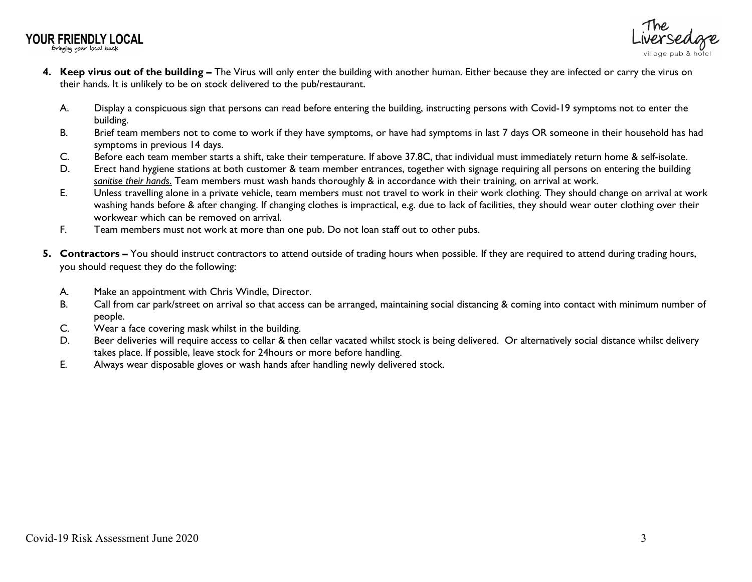4. **Keep virus out of the building –** The Virus will only enter the building with another human. Either because they are infected or carry the virus on their hands. It is unlikely to be on stock delivered to the pub/restaurant.

    A. Display a conspicuous sign that persons can read before entering the building, instructing persons with Covid-19 symptoms not to enter the building.
    B. Brief team members not to come to work if they have symptoms, or have had symptoms in last 7 days OR someone in their household has had symptoms in previous 14 days.
    C. Before each team member starts a shift, take their temperature. If above 37.8C, that individual must immediately return home & self-isolate.
    D. Erect hand hygiene stations at both customer & team member entrances, together with signage requiring all persons on entering the building *sanitise their hands.* Team members must wash hands thoroughly & in accordance with their training, on arrival at work.
    E. Unless travelling alone in a private vehicle, team members must not travel to work in their work clothing. They should change on arrival at work washing hands before & after changing. If changing clothes is impractical, e.g. due to lack of facilities, they should wear outer clothing over their workwear which can be removed on arrival.
    F. Team members must not work at more than one pub. Do not loan staff out to other pubs.

5. **Contractors –** You should instruct contractors to attend outside of trading hours when possible. If they are required to attend during trading hours, you should request they do the following:

    A. Make an appointment with Chris Windle, Director.
    B. Call from car park/street on arrival so that access can be arranged, maintaining social distancing & coming into contact with minimum number of people.
    C. Wear a face covering mask whilst in the building.
    D. Beer deliveries will require access to cellar & then cellar vacated whilst stock is being delivered. Or alternatively social distance whilst delivery takes place. If possible, leave stock for 24hours or more before handling.
    E. Always wear disposable gloves or wash hands after handling newly delivered stock.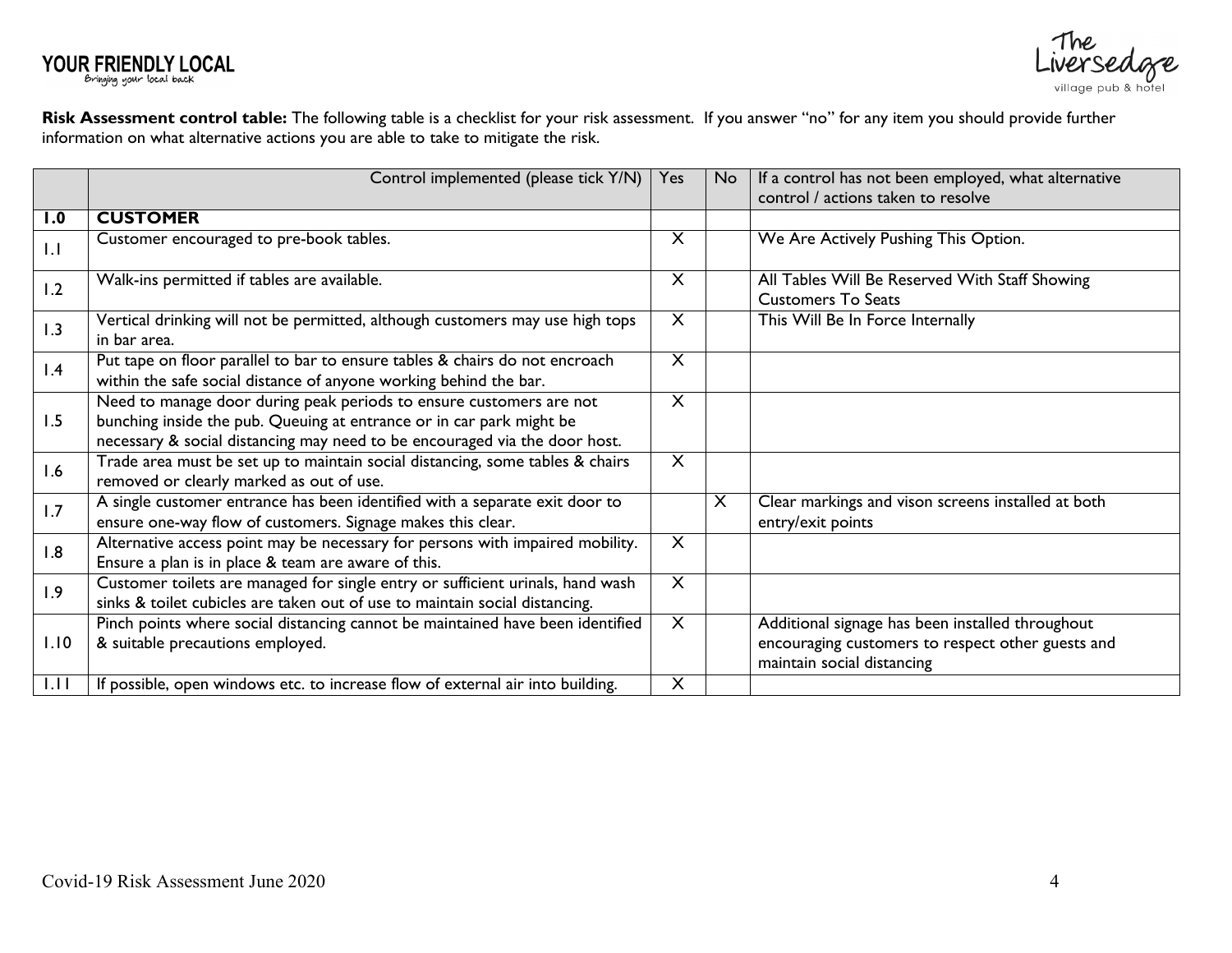**Risk Assessment control table:** The following table is a checklist for your risk assessment. If you answer "no" for any item you should provide further information on what alternative actions you are able to take to mitigate the risk.

| | Control implemented (please tick Y/N) | Yes | No | If a control has not been employed, what alternative control / actions taken to resolve |
|---|---|---|---|---|
| **1.0** | **CUSTOMER** | | | |
| 1.1 | Customer encouraged to pre-book tables. | X | | We Are Actively Pushing This Option. |
| 1.2 | Walk-ins permitted if tables are available. | X | | All Tables Will Be Reserved With Staff Showing Customers To Seats |
| 1.3 | Vertical drinking will not be permitted, although customers may use high tops in bar area. | X | | This Will Be In Force Internally |
| 1.4 | Put tape on floor parallel to bar to ensure tables & chairs do not encroach within the safe social distance of anyone working behind the bar. | X | | |
| 1.5 | Need to manage door during peak periods to ensure customers are not bunching inside the pub. Queuing at entrance or in car park might be necessary & social distancing may need to be encouraged via the door host. | X | | |
| 1.6 | Trade area must be set up to maintain social distancing, some tables & chairs removed or clearly marked as out of use. | X | | |
| 1.7 | A single customer entrance has been identified with a separate exit door to ensure one-way flow of customers. Signage makes this clear. | | X | Clear markings and vison screens installed at both entry/exit points |
| 1.8 | Alternative access point may be necessary for persons with impaired mobility. Ensure a plan is in place & team are aware of this. | X | | |
| 1.9 | Customer toilets are managed for single entry or sufficient urinals, hand wash sinks & toilet cubicles are taken out of use to maintain social distancing. | X | | |
| 1.10 | Pinch points where social distancing cannot be maintained have been identified & suitable precautions employed. | X | | Additional signage has been installed throughout encouraging customers to respect other guests and maintain social distancing |
| 1.11 | If possible, open windows etc. to increase flow of external air into building. | X | | |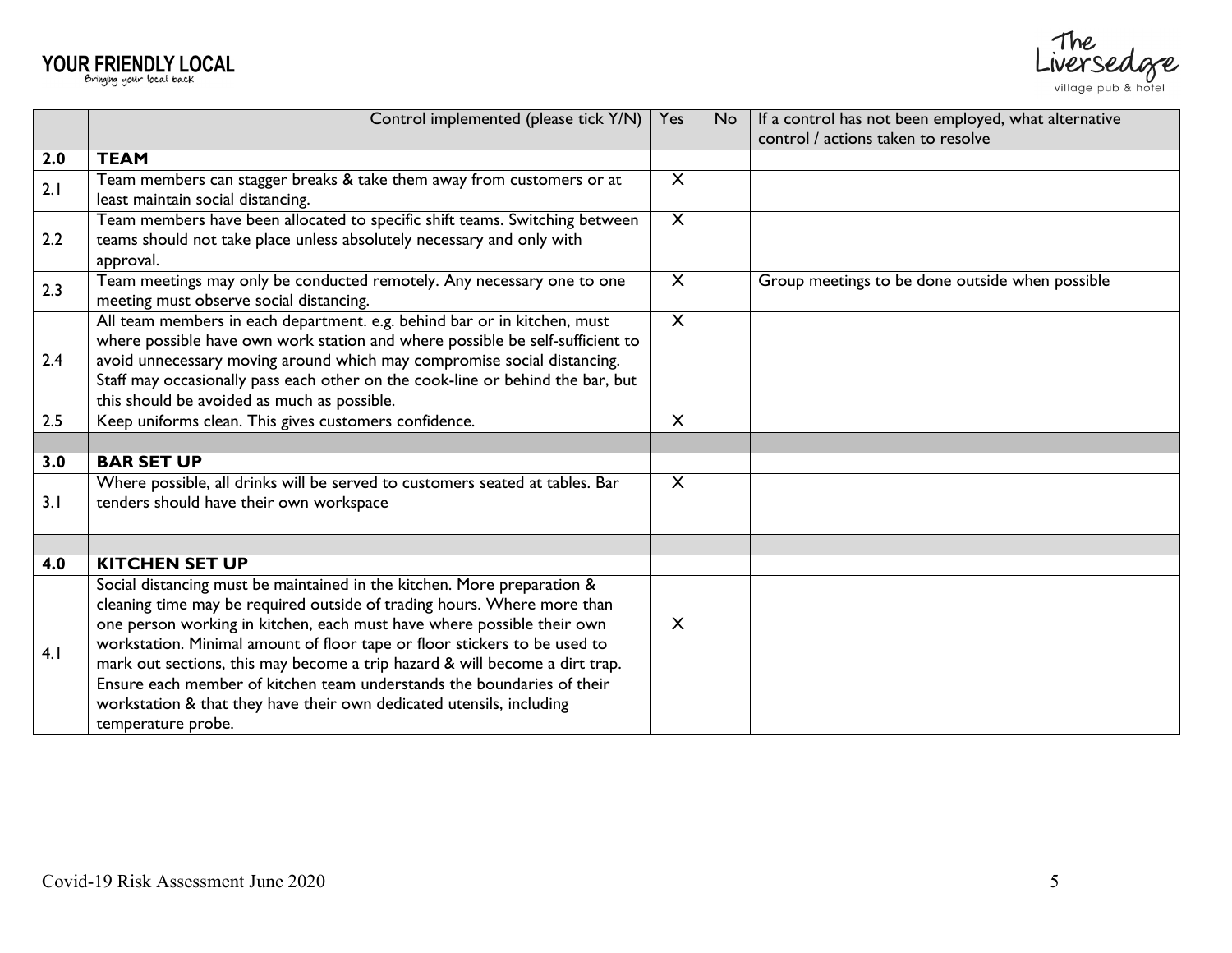| | Control implemented (please tick Y/N) | Yes | No | If a control has not been employed, what alternative control / actions taken to resolve |
|---|---|---|---|---|
| **2.0** | **TEAM** | | | |
| 2.1 | Team members can stagger breaks & take them away from customers or at least maintain social distancing. | X | | |
| 2.2 | Team members have been allocated to specific shift teams. Switching between teams should not take place unless absolutely necessary and only with approval. | X | | |
| 2.3 | Team meetings may only be conducted remotely. Any necessary one to one meeting must observe social distancing. | X | | Group meetings to be done outside when possible |
| 2.4 | All team members in each department. e.g. behind bar or in kitchen, must where possible have own work station and where possible be self-sufficient to avoid unnecessary moving around which may compromise social distancing. Staff may occasionally pass each other on the cook-line or behind the bar, but this should be avoided as much as possible. | X | | |
| 2.5 | Keep uniforms clean. This gives customers confidence. | X | | |
| | | | | |
| **3.0** | **BAR SET UP** | | | |
| 3.1 | Where possible, all drinks will be served to customers seated at tables. Bar tenders should have their own workspace | X | | |
| | | | | |
| **4.0** | **KITCHEN SET UP** | | | |
| 4.1 | Social distancing must be maintained in the kitchen. More preparation & cleaning time may be required outside of trading hours. Where more than one person working in kitchen, each must have where possible their own workstation. Minimal amount of floor tape or floor stickers to be used to mark out sections, this may become a trip hazard & will become a dirt trap. Ensure each member of kitchen team understands the boundaries of their workstation & that they have their own dedicated utensils, including temperature probe. | X | | |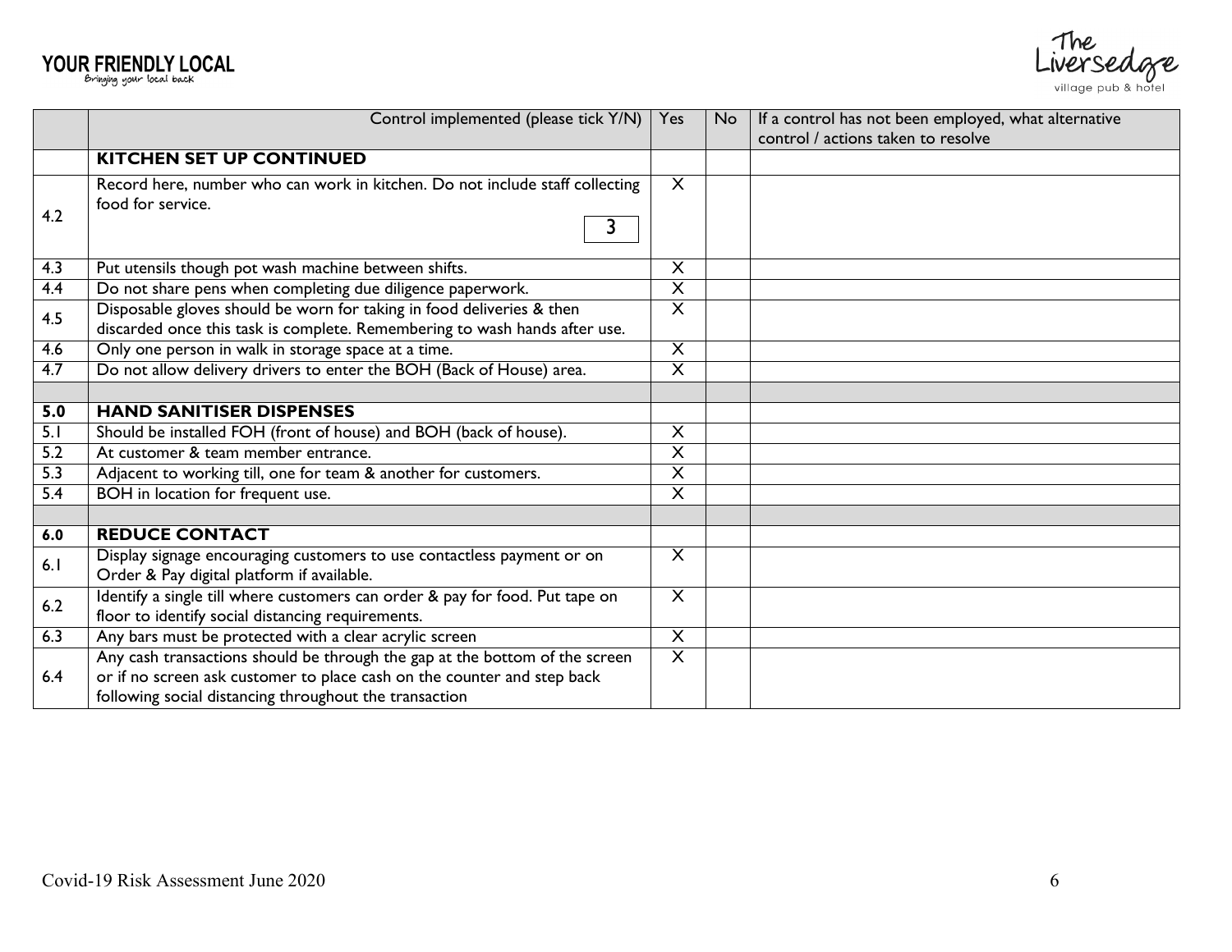| | Control implemented (please tick Y/N) | Yes | No | If a control has not been employed, what alternative control / actions taken to resolve |
|---|---|---|---|---|
| | **KITCHEN SET UP CONTINUED** | | | |
| 4.2 | Record here, number who can work in kitchen. Do not include staff collecting food for service. 3 | X | | |
| 4.3 | Put utensils though pot wash machine between shifts. | X | | |
| 4.4 | Do not share pens when completing due diligence paperwork. | X | | |
| 4.5 | Disposable gloves should be worn for taking in food deliveries & then discarded once this task is complete. Remembering to wash hands after use. | X | | |
| 4.6 | Only one person in walk in storage space at a time. | X | | |
| 4.7 | Do not allow delivery drivers to enter the BOH (Back of House) area. | X | | |
| | | | | |
| **5.0** | **HAND SANITISER DISPENSES** | | | |
| 5.1 | Should be installed FOH (front of house) and BOH (back of house). | X | | |
| 5.2 | At customer & team member entrance. | X | | |
| 5.3 | Adjacent to working till, one for team & another for customers. | X | | |
| 5.4 | BOH in location for frequent use. | X | | |
| | | | | |
| **6.0** | **REDUCE CONTACT** | | | |
| 6.1 | Display signage encouraging customers to use contactless payment or on Order & Pay digital platform if available. | X | | |
| 6.2 | Identify a single till where customers can order & pay for food. Put tape on floor to identify social distancing requirements. | X | | |
| 6.3 | Any bars must be protected with a clear acrylic screen | X | | |
| 6.4 | Any cash transactions should be through the gap at the bottom of the screen or if no screen ask customer to place cash on the counter and step back following social distancing throughout the transaction | X | | |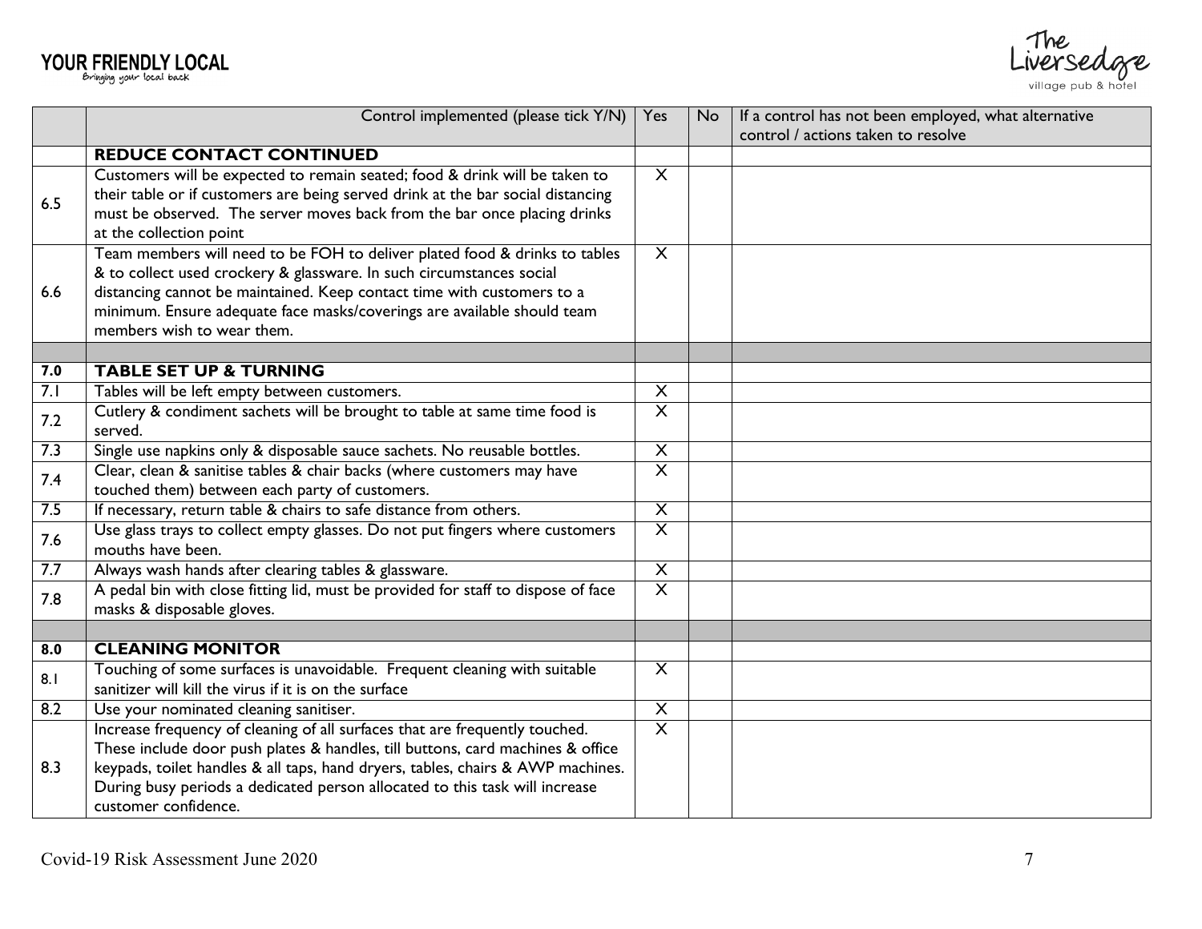| | Control implemented (please tick Y/N) | Yes | No | If a control has not been employed, what alternative control / actions taken to resolve |
|---|---|---|---|---|
| | **REDUCE CONTACT CONTINUED** | | | |
| 6.5 | Customers will be expected to remain seated; food & drink will be taken to their table or if customers are being served drink at the bar social distancing must be observed. The server moves back from the bar once placing drinks at the collection point | X | | |
| 6.6 | Team members will need to be FOH to deliver plated food & drinks to tables & to collect used crockery & glassware. In such circumstances social distancing cannot be maintained. Keep contact time with customers to a minimum. Ensure adequate face masks/coverings are available should team members wish to wear them. | X | | |
| | | | | |
| **7.0** | **TABLE SET UP & TURNING** | | | |
| 7.1 | Tables will be left empty between customers. | X | | |
| 7.2 | Cutlery & condiment sachets will be brought to table at same time food is served. | X | | |
| 7.3 | Single use napkins only & disposable sauce sachets. No reusable bottles. | X | | |
| 7.4 | Clear, clean & sanitise tables & chair backs (where customers may have touched them) between each party of customers. | X | | |
| 7.5 | If necessary, return table & chairs to safe distance from others. | X | | |
| 7.6 | Use glass trays to collect empty glasses. Do not put fingers where customers mouths have been. | X | | |
| 7.7 | Always wash hands after clearing tables & glassware. | X | | |
| 7.8 | A pedal bin with close fitting lid, must be provided for staff to dispose of face masks & disposable gloves. | X | | |
| | | | | |
| **8.0** | **CLEANING MONITOR** | | | |
| 8.1 | Touching of some surfaces is unavoidable. Frequent cleaning with suitable sanitizer will kill the virus if it is on the surface | X | | |
| 8.2 | Use your nominated cleaning sanitiser. | X | | |
| 8.3 | Increase frequency of cleaning of all surfaces that are frequently touched. These include door push plates & handles, till buttons, card machines & office keypads, toilet handles & all taps, hand dryers, tables, chairs & AWP machines. During busy periods a dedicated person allocated to this task will increase customer confidence. | X | | |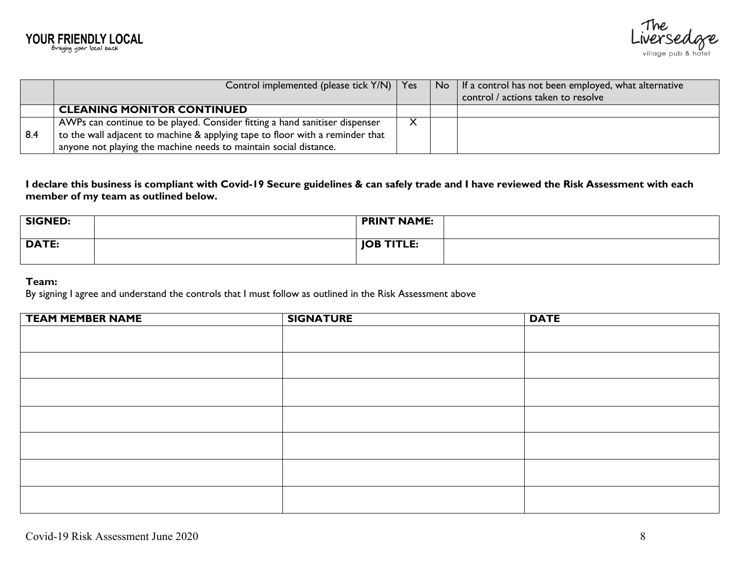| | Control implemented (please tick Y/N) | Yes | No | If a control has not been employed, what alternative control / actions taken to resolve |
|---|---|---|---|---|
| | **CLEANING MONITOR CONTINUED** | | | |
| 8.4 | AWPs can continue to be played. Consider fitting a hand sanitiser dispenser to the wall adjacent to machine & applying tape to floor with a reminder that anyone not playing the machine needs to maintain social distance. | X | | |

**I declare this business is compliant with Covid-19 Secure guidelines & can safely trade and I have reviewed the Risk Assessment with each member of my team as outlined below.**

| **SIGNED:** | | **PRINT NAME:** | |
|---|---|---|---|
| **DATE:** | | **JOB TITLE:** | |

**Team:**

By signing I agree and understand the controls that I must follow as outlined in the Risk Assessment above

| TEAM MEMBER NAME | SIGNATURE | DATE |
|---|---|---|
| | | |
| | | |
| | | |
| | | |
| | | |
| | | |
| | | |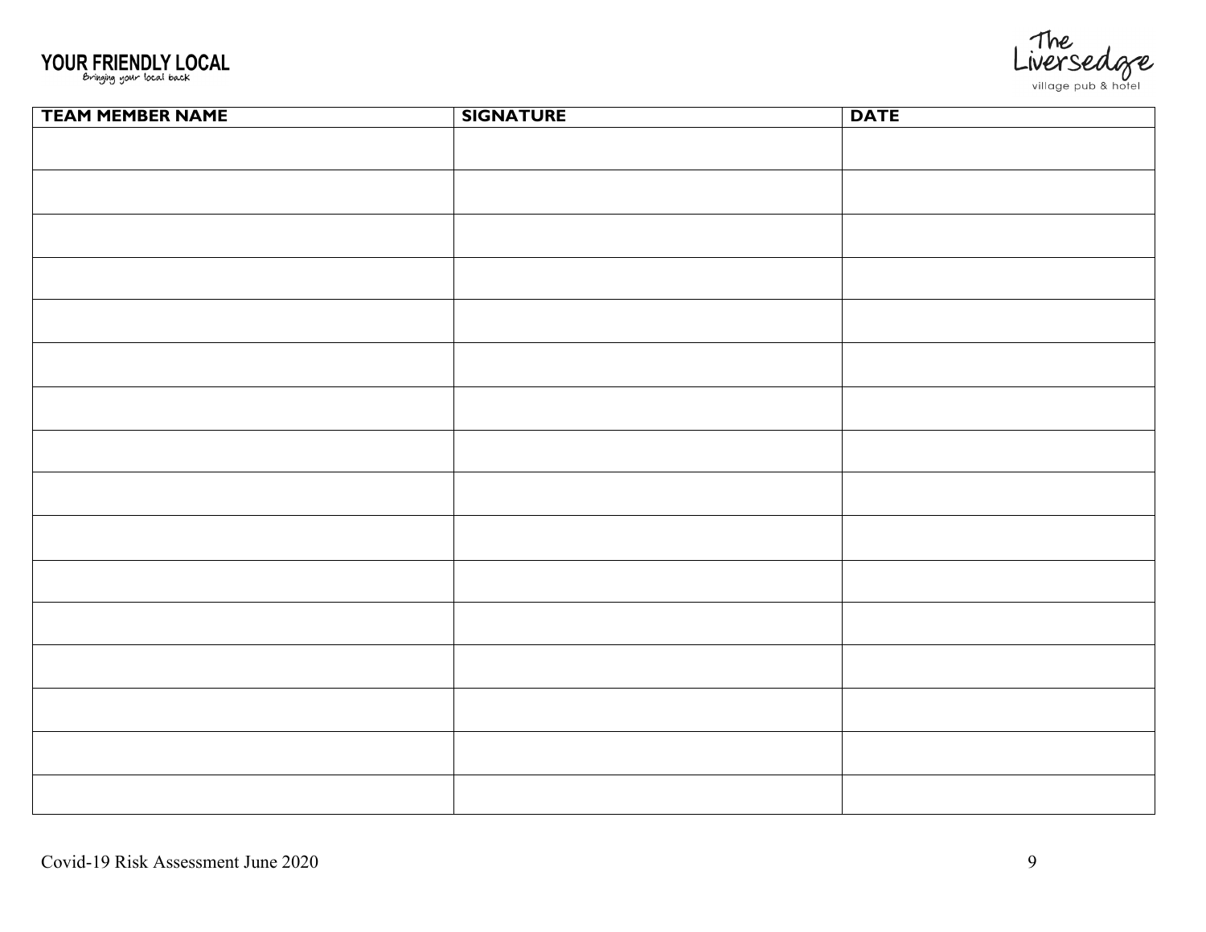| TEAM MEMBER NAME | SIGNATURE | DATE |
| --- | --- | --- |
| | | |
| | | |
| | | |
| | | |
| | | |
| | | |
| | | |
| | | |
| | | |
| | | |
| | | |
| | | |
| | | |
| | | |
| | | |
| | | |